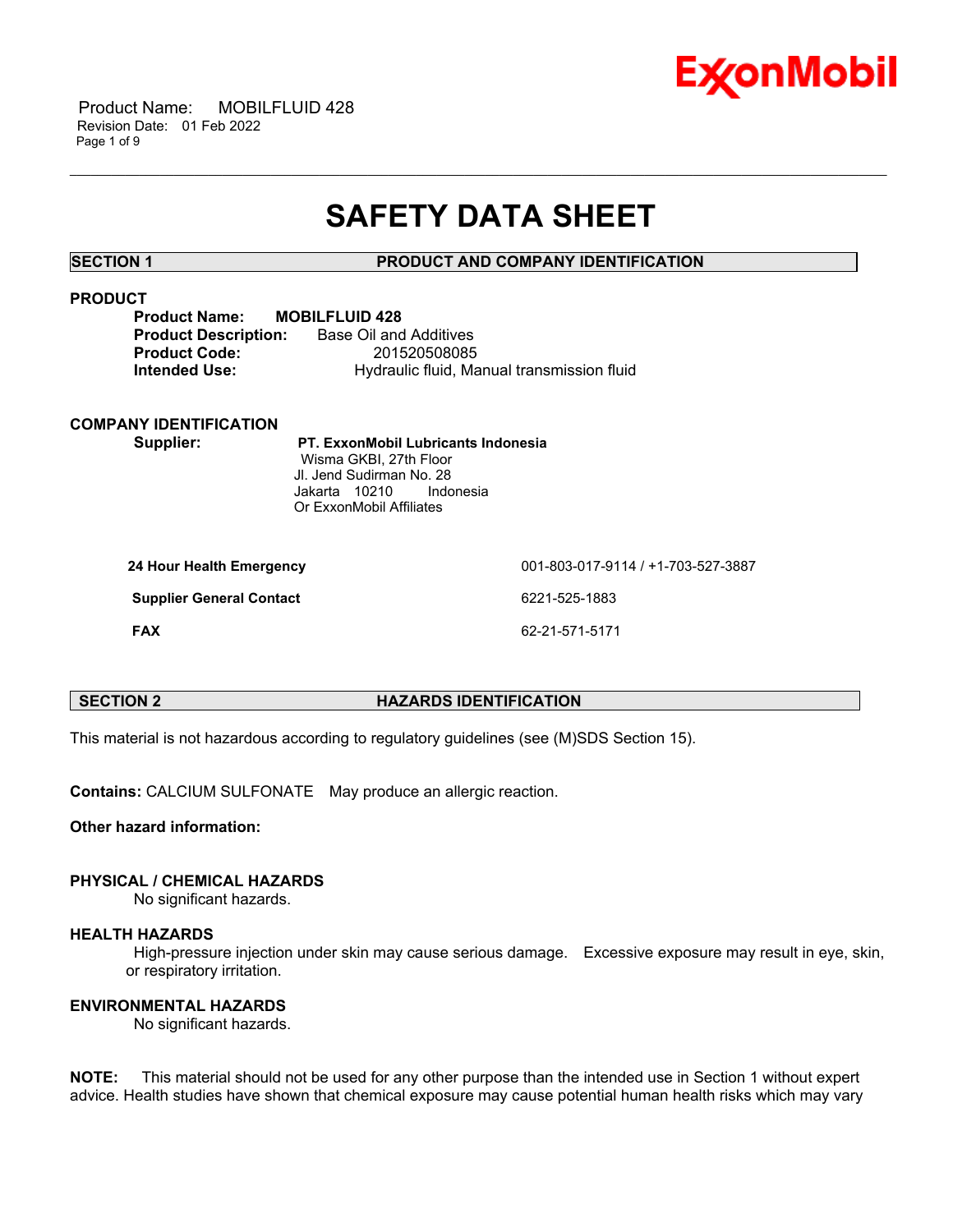# SAFETY DATA SHEET

## SECTION 1 PRODUCT AND COMPANY IDENTIFICATION

### PRODUCT

**Product Name:** **MOBILFLUID 428**
**Product Description:** Base Oil and Additives
**Product Code:** 201520508085
**Intended Use:** Hydraulic fluid, Manual transmission fluid

### COMPANY IDENTIFICATION

**Supplier:** **PT. ExxonMobil Lubricants Indonesia**
Wisma GKBI, 27th Floor
Jl. Jend Sudirman No. 28
Jakarta 10210 Indonesia
Or ExxonMobil Affiliates

| | |
|---|---|
| **24 Hour Health Emergency** | 001-803-017-9114 / +1-703-527-3887 |
| **Supplier General Contact** | 6221-525-1883 |
| **FAX** | 62-21-571-5171 |

## SECTION 2 HAZARDS IDENTIFICATION

This material is not hazardous according to regulatory guidelines (see (M)SDS Section 15).

**Contains:** CALCIUM SULFONATE May produce an allergic reaction.

**Other hazard information:**

### PHYSICAL / CHEMICAL HAZARDS

No significant hazards.

### HEALTH HAZARDS

High-pressure injection under skin may cause serious damage. Excessive exposure may result in eye, skin, or respiratory irritation.

### ENVIRONMENTAL HAZARDS

No significant hazards.

**NOTE:** This material should not be used for any other purpose than the intended use in Section 1 without expert advice. Health studies have shown that chemical exposure may cause potential human health risks which may vary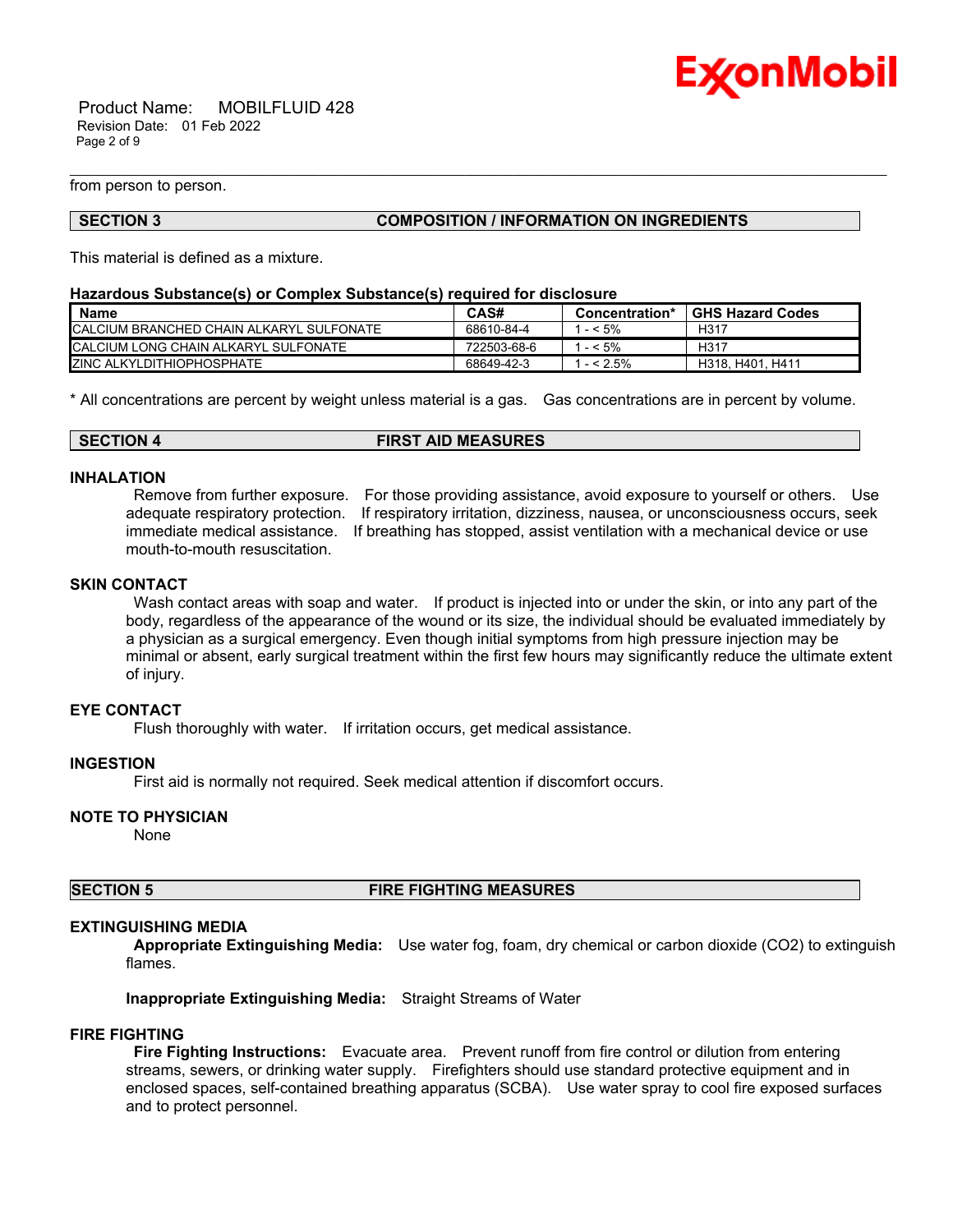from person to person.

## SECTION 3 COMPOSITION / INFORMATION ON INGREDIENTS

This material is defined as a mixture.

**Hazardous Substance(s) or Complex Substance(s) required for disclosure**

| Name | CAS# | Concentration* | GHS Hazard Codes |
|---|---|---|---|
| CALCIUM BRANCHED CHAIN ALKARYL SULFONATE | 68610-84-4 | 1 - < 5% | H317 |
| CALCIUM LONG CHAIN ALKARYL SULFONATE | 722503-68-6 | 1 - < 5% | H317 |
| ZINC ALKYLDITHIOPHOSPHATE | 68649-42-3 | 1 - < 2.5% | H318, H401, H411 |

* All concentrations are percent by weight unless material is a gas. Gas concentrations are in percent by volume.

## SECTION 4 FIRST AID MEASURES

### INHALATION

Remove from further exposure. For those providing assistance, avoid exposure to yourself or others. Use adequate respiratory protection. If respiratory irritation, dizziness, nausea, or unconsciousness occurs, seek immediate medical assistance. If breathing has stopped, assist ventilation with a mechanical device or use mouth-to-mouth resuscitation.

### SKIN CONTACT

Wash contact areas with soap and water. If product is injected into or under the skin, or into any part of the body, regardless of the appearance of the wound or its size, the individual should be evaluated immediately by a physician as a surgical emergency. Even though initial symptoms from high pressure injection may be minimal or absent, early surgical treatment within the first few hours may significantly reduce the ultimate extent of injury.

### EYE CONTACT

Flush thoroughly with water. If irritation occurs, get medical assistance.

### INGESTION

First aid is normally not required. Seek medical attention if discomfort occurs.

### NOTE TO PHYSICIAN

None

## SECTION 5 FIRE FIGHTING MEASURES

### EXTINGUISHING MEDIA

**Appropriate Extinguishing Media:** Use water fog, foam, dry chemical or carbon dioxide ($CO_2$) to extinguish flames.

**Inappropriate Extinguishing Media:** Straight Streams of Water

### FIRE FIGHTING

**Fire Fighting Instructions:** Evacuate area. Prevent runoff from fire control or dilution from entering streams, sewers, or drinking water supply. Firefighters should use standard protective equipment and in enclosed spaces, self-contained breathing apparatus (SCBA). Use water spray to cool fire exposed surfaces and to protect personnel.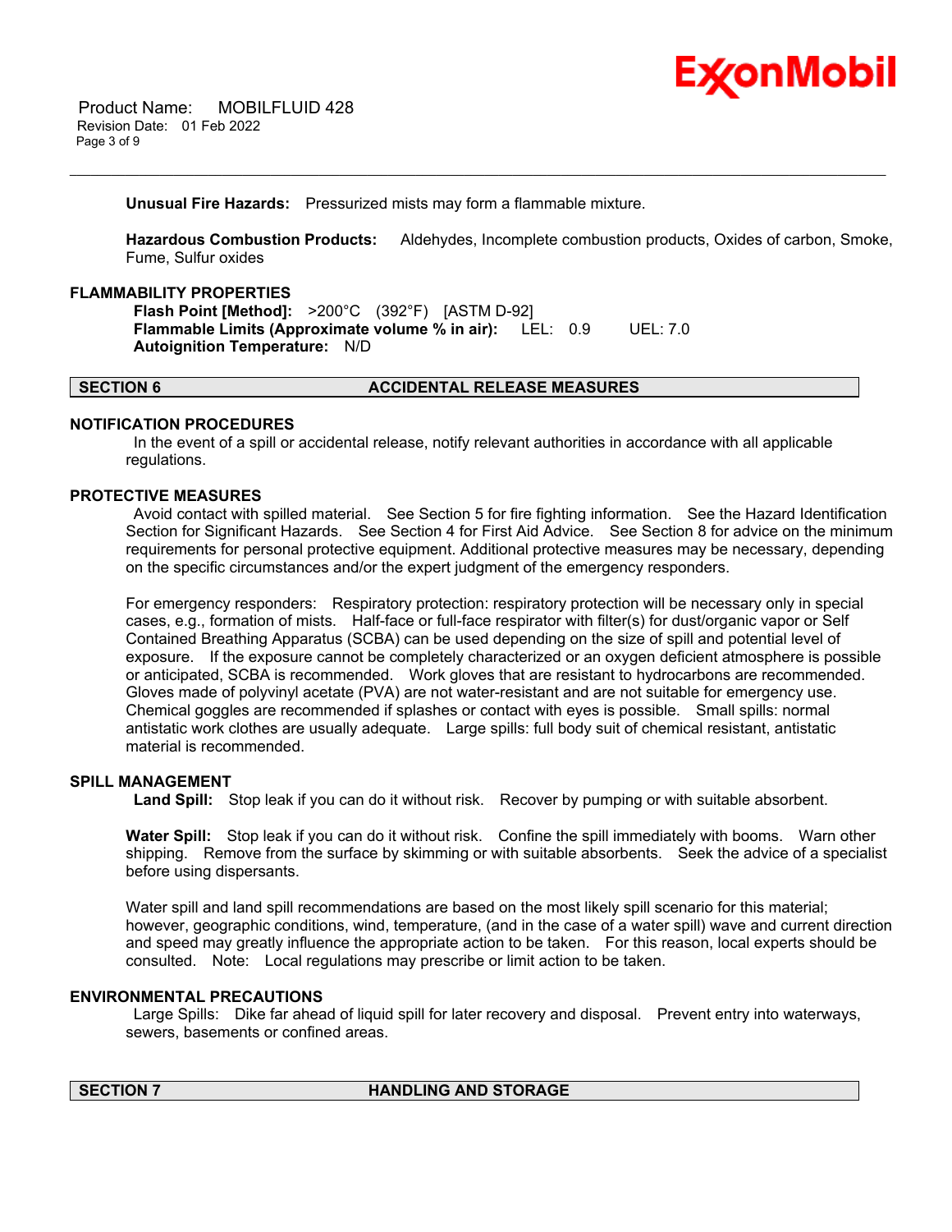**Unusual Fire Hazards:** Pressurized mists may form a flammable mixture.

**Hazardous Combustion Products:** Aldehydes, Incomplete combustion products, Oxides of carbon, Smoke, Fume, Sulfur oxides

**FLAMMABILITY PROPERTIES**

**Flash Point [Method]:** >200°C (392°F) [ASTM D-92]
**Flammable Limits (Approximate volume % in air):** LEL: 0.9 UEL: 7.0
**Autoignition Temperature:** N/D

## SECTION 6 ACCIDENTAL RELEASE MEASURES

**NOTIFICATION PROCEDURES**

In the event of a spill or accidental release, notify relevant authorities in accordance with all applicable regulations.

**PROTECTIVE MEASURES**

Avoid contact with spilled material. See Section 5 for fire fighting information. See the Hazard Identification Section for Significant Hazards. See Section 4 for First Aid Advice. See Section 8 for advice on the minimum requirements for personal protective equipment. Additional protective measures may be necessary, depending on the specific circumstances and/or the expert judgment of the emergency responders.

For emergency responders: Respiratory protection: respiratory protection will be necessary only in special cases, e.g., formation of mists. Half-face or full-face respirator with filter(s) for dust/organic vapor or Self Contained Breathing Apparatus (SCBA) can be used depending on the size of spill and potential level of exposure. If the exposure cannot be completely characterized or an oxygen deficient atmosphere is possible or anticipated, SCBA is recommended. Work gloves that are resistant to hydrocarbons are recommended. Gloves made of polyvinyl acetate (PVA) are not water-resistant and are not suitable for emergency use. Chemical goggles are recommended if splashes or contact with eyes is possible. Small spills: normal antistatic work clothes are usually adequate. Large spills: full body suit of chemical resistant, antistatic material is recommended.

**SPILL MANAGEMENT**

**Land Spill:** Stop leak if you can do it without risk. Recover by pumping or with suitable absorbent.

**Water Spill:** Stop leak if you can do it without risk. Confine the spill immediately with booms. Warn other shipping. Remove from the surface by skimming or with suitable absorbents. Seek the advice of a specialist before using dispersants.

Water spill and land spill recommendations are based on the most likely spill scenario for this material; however, geographic conditions, wind, temperature, (and in the case of a water spill) wave and current direction and speed may greatly influence the appropriate action to be taken. For this reason, local experts should be consulted. Note: Local regulations may prescribe or limit action to be taken.

**ENVIRONMENTAL PRECAUTIONS**

Large Spills: Dike far ahead of liquid spill for later recovery and disposal. Prevent entry into waterways, sewers, basements or confined areas.

## SECTION 7 HANDLING AND STORAGE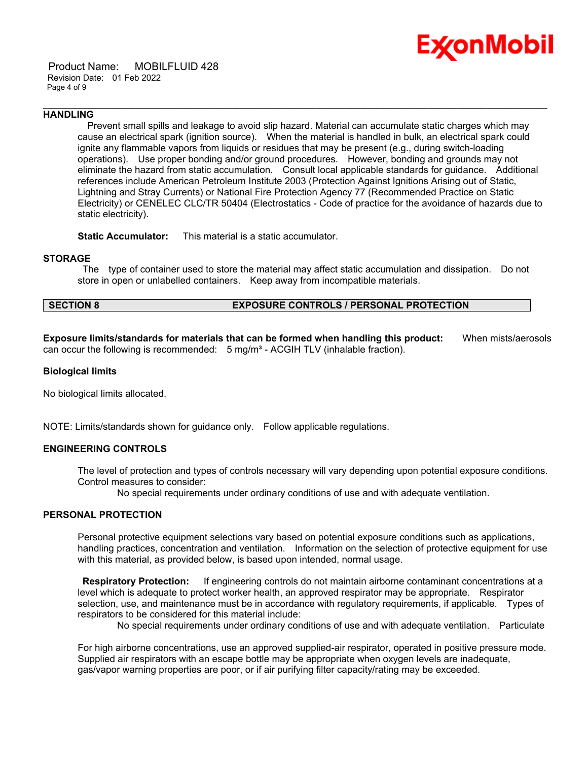### HANDLING

Prevent small spills and leakage to avoid slip hazard. Material can accumulate static charges which may cause an electrical spark (ignition source). When the material is handled in bulk, an electrical spark could ignite any flammable vapors from liquids or residues that may be present (e.g., during switch-loading operations). Use proper bonding and/or ground procedures. However, bonding and grounds may not eliminate the hazard from static accumulation. Consult local applicable standards for guidance. Additional references include American Petroleum Institute 2003 (Protection Against Ignitions Arising out of Static, Lightning and Stray Currents) or National Fire Protection Agency 77 (Recommended Practice on Static Electricity) or CENELEC CLC/TR 50404 (Electrostatics - Code of practice for the avoidance of hazards due to static electricity).

**Static Accumulator:** This material is a static accumulator.

### STORAGE

The type of container used to store the material may affect static accumulation and dissipation. Do not store in open or unlabelled containers. Keep away from incompatible materials.

## SECTION 8 EXPOSURE CONTROLS / PERSONAL PROTECTION

**Exposure limits/standards for materials that can be formed when handling this product:** When mists/aerosols can occur the following is recommended: 5 mg/m³ - ACGIH TLV (inhalable fraction).

**Biological limits**

No biological limits allocated.

NOTE: Limits/standards shown for guidance only. Follow applicable regulations.

### ENGINEERING CONTROLS

The level of protection and types of controls necessary will vary depending upon potential exposure conditions. Control measures to consider:

No special requirements under ordinary conditions of use and with adequate ventilation.

### PERSONAL PROTECTION

Personal protective equipment selections vary based on potential exposure conditions such as applications, handling practices, concentration and ventilation. Information on the selection of protective equipment for use with this material, as provided below, is based upon intended, normal usage.

**Respiratory Protection:** If engineering controls do not maintain airborne contaminant concentrations at a level which is adequate to protect worker health, an approved respirator may be appropriate. Respirator selection, use, and maintenance must be in accordance with regulatory requirements, if applicable. Types of respirators to be considered for this material include:

No special requirements under ordinary conditions of use and with adequate ventilation. Particulate

For high airborne concentrations, use an approved supplied-air respirator, operated in positive pressure mode. Supplied air respirators with an escape bottle may be appropriate when oxygen levels are inadequate, gas/vapor warning properties are poor, or if air purifying filter capacity/rating may be exceeded.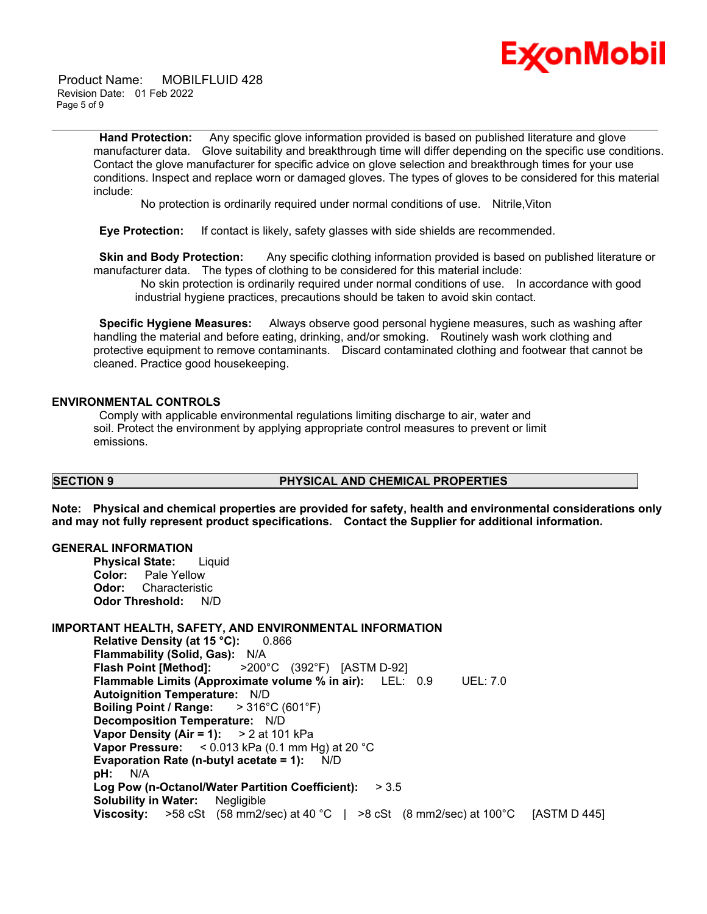**Hand Protection:** Any specific glove information provided is based on published literature and glove manufacturer data. Glove suitability and breakthrough time will differ depending on the specific use conditions. Contact the glove manufacturer for specific advice on glove selection and breakthrough times for your use conditions. Inspect and replace worn or damaged gloves. The types of gloves to be considered for this material include:

No protection is ordinarily required under normal conditions of use. Nitrile,Viton

**Eye Protection:** If contact is likely, safety glasses with side shields are recommended.

**Skin and Body Protection:** Any specific clothing information provided is based on published literature or manufacturer data. The types of clothing to be considered for this material include:

No skin protection is ordinarily required under normal conditions of use. In accordance with good industrial hygiene practices, precautions should be taken to avoid skin contact.

**Specific Hygiene Measures:** Always observe good personal hygiene measures, such as washing after handling the material and before eating, drinking, and/or smoking. Routinely wash work clothing and protective equipment to remove contaminants. Discard contaminated clothing and footwear that cannot be cleaned. Practice good housekeeping.

## ENVIRONMENTAL CONTROLS

Comply with applicable environmental regulations limiting discharge to air, water and soil. Protect the environment by applying appropriate control measures to prevent or limit emissions.

## SECTION 9 PHYSICAL AND CHEMICAL PROPERTIES

**Note: Physical and chemical properties are provided for safety, health and environmental considerations only and may not fully represent product specifications. Contact the Supplier for additional information.**

### GENERAL INFORMATION

**Physical State:** Liquid
**Color:** Pale Yellow
**Odor:** Characteristic
**Odor Threshold:** N/D

### IMPORTANT HEALTH, SAFETY, AND ENVIRONMENTAL INFORMATION

**Relative Density (at 15 °C):** 0.866
**Flammability (Solid, Gas):** N/A
**Flash Point [Method]:** >200°C (392°F) [ASTM D-92]
**Flammable Limits (Approximate volume % in air):** LEL: 0.9 UEL: 7.0
**Autoignition Temperature:** N/D
**Boiling Point / Range:** > 316°C (601°F)
**Decomposition Temperature:** N/D
**Vapor Density (Air = 1):** > 2 at 101 kPa
**Vapor Pressure:** < 0.013 kPa (0.1 mm Hg) at 20 °C
**Evaporation Rate (n-butyl acetate = 1):** N/D
**pH:** N/A
**Log Pow (n-Octanol/Water Partition Coefficient):** > 3.5
**Solubility in Water:** Negligible
**Viscosity:** >58 cSt (58 mm2/sec) at 40 °C | >8 cSt (8 mm2/sec) at 100°C [ASTM D 445]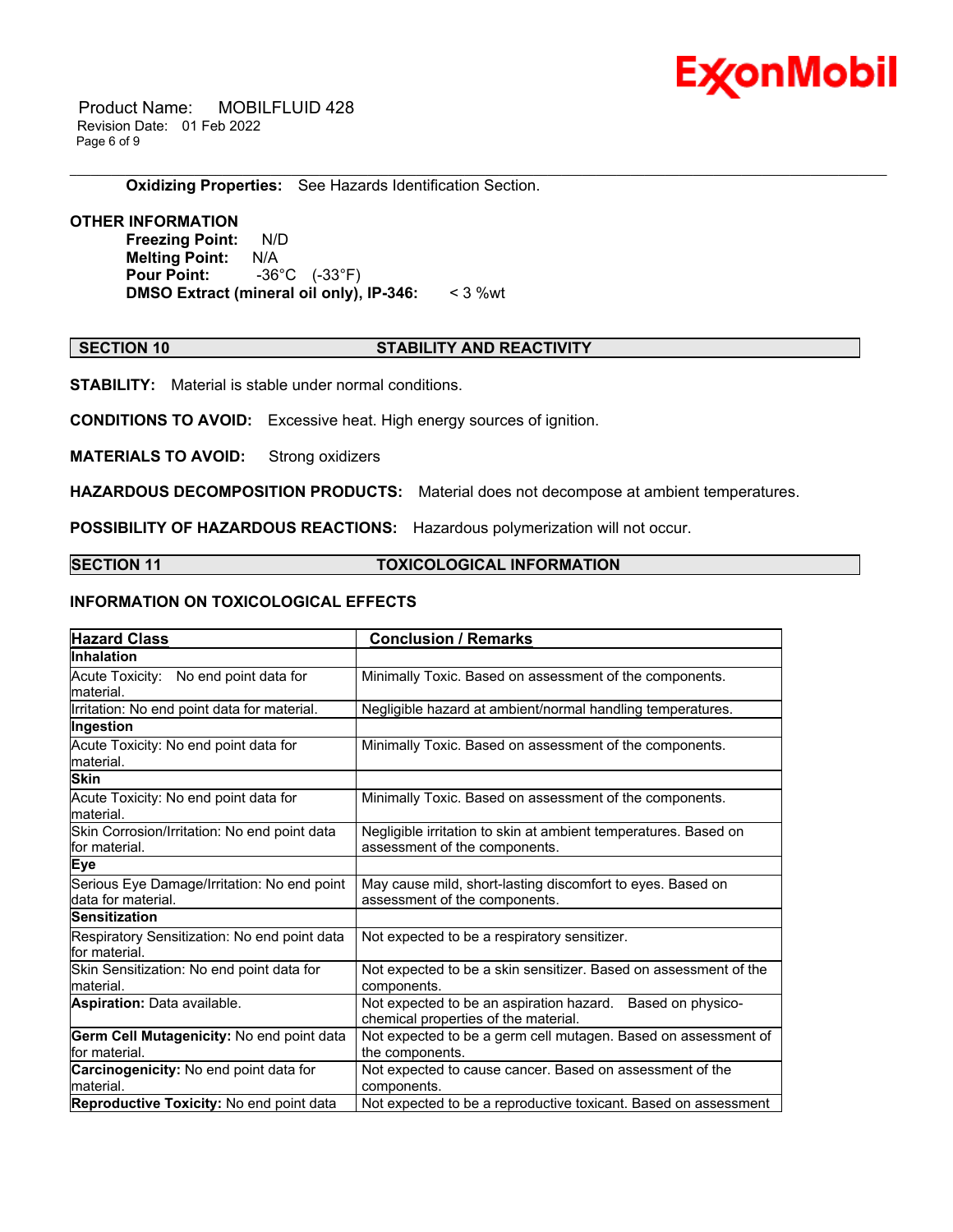**Oxidizing Properties:** See Hazards Identification Section.

**OTHER INFORMATION**

**Freezing Point:** N/D
**Melting Point:** N/A
**Pour Point:** -36°C (-33°F)
**DMSO Extract (mineral oil only), IP-346:** < 3 %wt

## SECTION 10 STABILITY AND REACTIVITY

**STABILITY:** Material is stable under normal conditions.

**CONDITIONS TO AVOID:** Excessive heat. High energy sources of ignition.

**MATERIALS TO AVOID:** Strong oxidizers

**HAZARDOUS DECOMPOSITION PRODUCTS:** Material does not decompose at ambient temperatures.

**POSSIBILITY OF HAZARDOUS REACTIONS:** Hazardous polymerization will not occur.

## SECTION 11 TOXICOLOGICAL INFORMATION

### INFORMATION ON TOXICOLOGICAL EFFECTS

| Hazard Class | Conclusion / Remarks |
|---|---|
| **Inhalation** | |
| Acute Toxicity: No end point data for material. | Minimally Toxic. Based on assessment of the components. |
| Irritation: No end point data for material. | Negligible hazard at ambient/normal handling temperatures. |
| **Ingestion** | |
| Acute Toxicity: No end point data for material. | Minimally Toxic. Based on assessment of the components. |
| **Skin** | |
| Acute Toxicity: No end point data for material. | Minimally Toxic. Based on assessment of the components. |
| Skin Corrosion/Irritation: No end point data for material. | Negligible irritation to skin at ambient temperatures. Based on assessment of the components. |
| **Eye** | |
| Serious Eye Damage/Irritation: No end point data for material. | May cause mild, short-lasting discomfort to eyes. Based on assessment of the components. |
| **Sensitization** | |
| Respiratory Sensitization: No end point data for material. | Not expected to be a respiratory sensitizer. |
| Skin Sensitization: No end point data for material. | Not expected to be a skin sensitizer. Based on assessment of the components. |
| **Aspiration:** Data available. | Not expected to be an aspiration hazard. Based on physico-chemical properties of the material. |
| **Germ Cell Mutagenicity:** No end point data for material. | Not expected to be a germ cell mutagen. Based on assessment of the components. |
| **Carcinogenicity:** No end point data for material. | Not expected to cause cancer. Based on assessment of the components. |
| **Reproductive Toxicity:** No end point data | Not expected to be a reproductive toxicant. Based on assessment |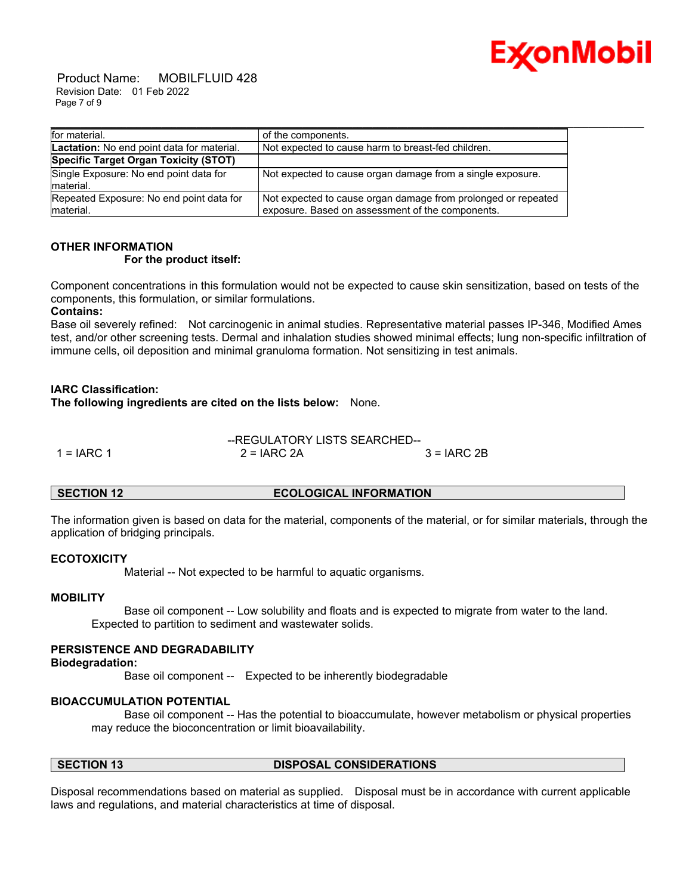| | |
|---|---|
| for material. | of the components. |
| **Lactation:** No end point data for material. | Not expected to cause harm to breast-fed children. |
| **Specific Target Organ Toxicity (STOT)** | |
| Single Exposure: No end point data for material. | Not expected to cause organ damage from a single exposure. |
| Repeated Exposure: No end point data for material. | Not expected to cause organ damage from prolonged or repeated exposure. Based on assessment of the components. |

**OTHER INFORMATION**

**For the product itself:**

Component concentrations in this formulation would not be expected to cause skin sensitization, based on tests of the components, this formulation, or similar formulations.

**Contains:**

Base oil severely refined: Not carcinogenic in animal studies. Representative material passes IP-346, Modified Ames test, and/or other screening tests. Dermal and inhalation studies showed minimal effects; lung non-specific infiltration of immune cells, oil deposition and minimal granuloma formation. Not sensitizing in test animals.

**IARC Classification:**

**The following ingredients are cited on the lists below:** None.

--REGULATORY LISTS SEARCHED--

1 = IARC 1 &nbsp;&nbsp;&nbsp; 2 = IARC 2A &nbsp;&nbsp;&nbsp; 3 = IARC 2B

## SECTION 12 ECOLOGICAL INFORMATION

The information given is based on data for the material, components of the material, or for similar materials, through the application of bridging principals.

**ECOTOXICITY**

Material -- Not expected to be harmful to aquatic organisms.

**MOBILITY**

Base oil component -- Low solubility and floats and is expected to migrate from water to the land. Expected to partition to sediment and wastewater solids.

**PERSISTENCE AND DEGRADABILITY**

**Biodegradation:**

Base oil component -- Expected to be inherently biodegradable

**BIOACCUMULATION POTENTIAL**

Base oil component -- Has the potential to bioaccumulate, however metabolism or physical properties may reduce the bioconcentration or limit bioavailability.

## SECTION 13 DISPOSAL CONSIDERATIONS

Disposal recommendations based on material as supplied. Disposal must be in accordance with current applicable laws and regulations, and material characteristics at time of disposal.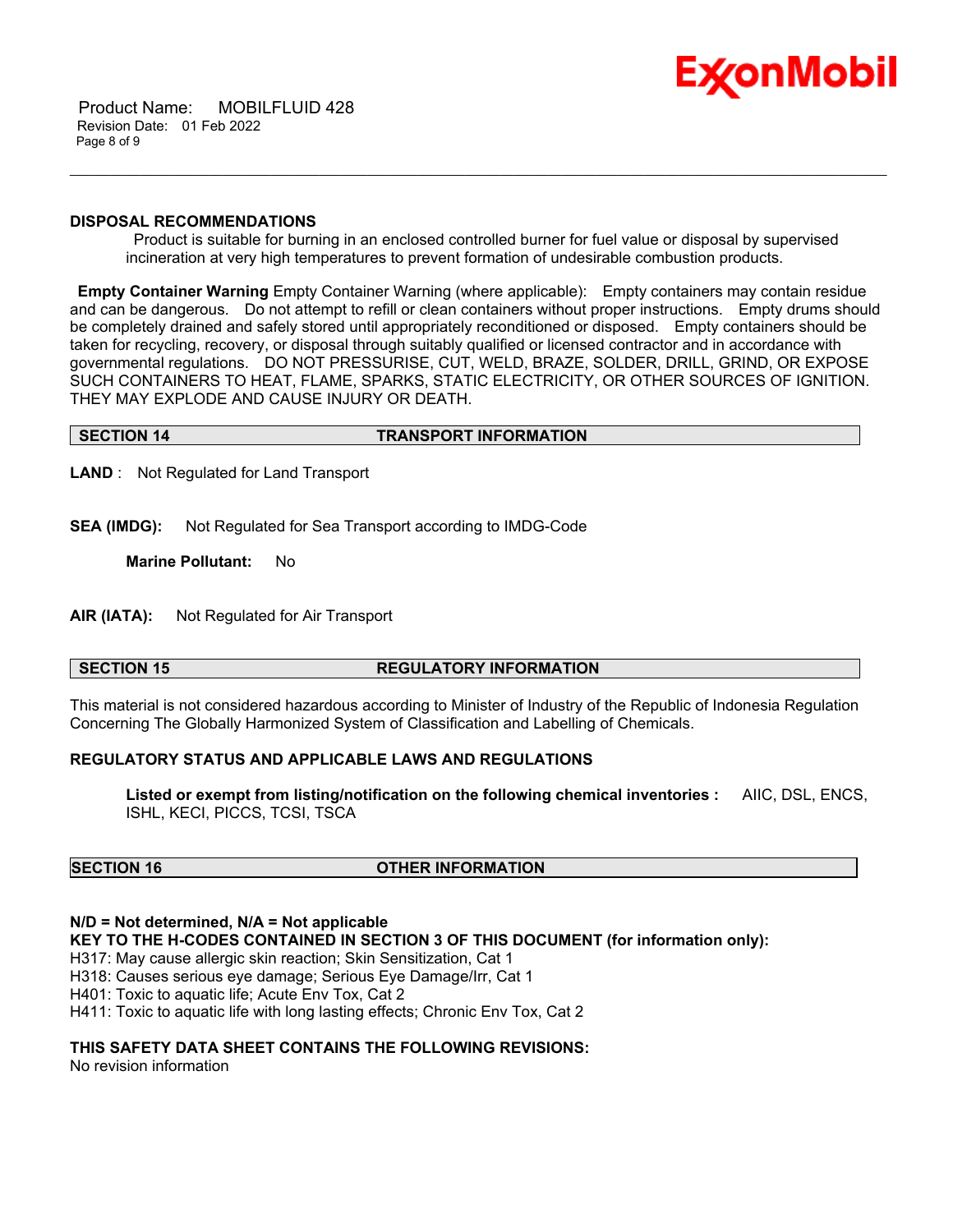**DISPOSAL RECOMMENDATIONS**

Product is suitable for burning in an enclosed controlled burner for fuel value or disposal by supervised incineration at very high temperatures to prevent formation of undesirable combustion products.

**Empty Container Warning** Empty Container Warning (where applicable): Empty containers may contain residue and can be dangerous. Do not attempt to refill or clean containers without proper instructions. Empty drums should be completely drained and safely stored until appropriately reconditioned or disposed. Empty containers should be taken for recycling, recovery, or disposal through suitably qualified or licensed contractor and in accordance with governmental regulations. DO NOT PRESSURISE, CUT, WELD, BRAZE, SOLDER, DRILL, GRIND, OR EXPOSE SUCH CONTAINERS TO HEAT, FLAME, SPARKS, STATIC ELECTRICITY, OR OTHER SOURCES OF IGNITION. THEY MAY EXPLODE AND CAUSE INJURY OR DEATH.

## SECTION 14 TRANSPORT INFORMATION

**LAND** : Not Regulated for Land Transport

**SEA (IMDG):** Not Regulated for Sea Transport according to IMDG-Code

**Marine Pollutant:** No

**AIR (IATA):** Not Regulated for Air Transport

## SECTION 15 REGULATORY INFORMATION

This material is not considered hazardous according to Minister of Industry of the Republic of Indonesia Regulation Concerning The Globally Harmonized System of Classification and Labelling of Chemicals.

**REGULATORY STATUS AND APPLICABLE LAWS AND REGULATIONS**

**Listed or exempt from listing/notification on the following chemical inventories :** AIIC, DSL, ENCS, ISHL, KECI, PICCS, TCSI, TSCA

## SECTION 16 OTHER INFORMATION

**N/D = Not determined, N/A = Not applicable**

**KEY TO THE H-CODES CONTAINED IN SECTION 3 OF THIS DOCUMENT (for information only):**

H317: May cause allergic skin reaction; Skin Sensitization, Cat 1
H318: Causes serious eye damage; Serious Eye Damage/Irr, Cat 1
H401: Toxic to aquatic life; Acute Env Tox, Cat 2
H411: Toxic to aquatic life with long lasting effects; Chronic Env Tox, Cat 2

**THIS SAFETY DATA SHEET CONTAINS THE FOLLOWING REVISIONS:**

No revision information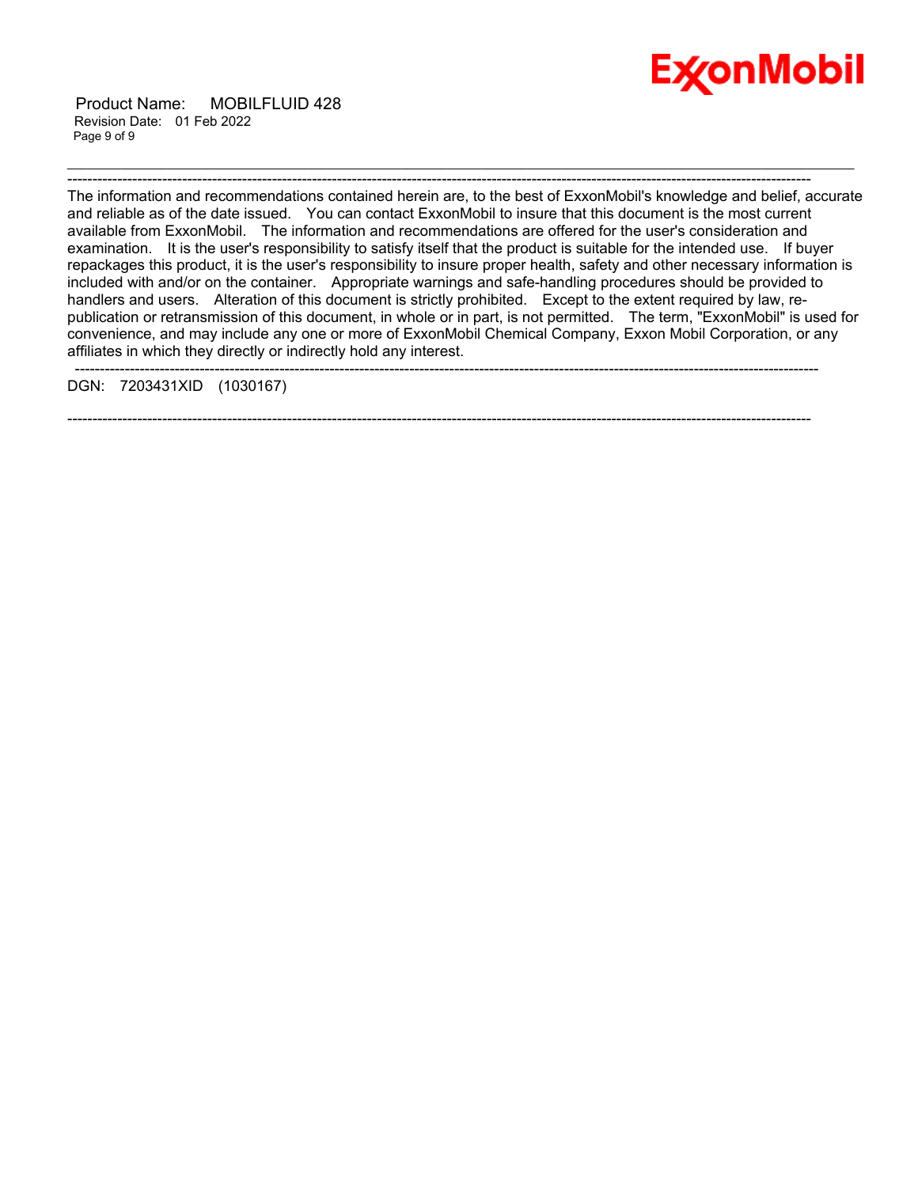The information and recommendations contained herein are, to the best of ExxonMobil's knowledge and belief, accurate and reliable as of the date issued. You can contact ExxonMobil to insure that this document is the most current available from ExxonMobil. The information and recommendations are offered for the user's consideration and examination. It is the user's responsibility to satisfy itself that the product is suitable for the intended use. If buyer repackages this product, it is the user's responsibility to insure proper health, safety and other necessary information is included with and/or on the container. Appropriate warnings and safe-handling procedures should be provided to handlers and users. Alteration of this document is strictly prohibited. Except to the extent required by law, re-publication or retransmission of this document, in whole or in part, is not permitted. The term, "ExxonMobil" is used for convenience, and may include any one or more of ExxonMobil Chemical Company, Exxon Mobil Corporation, or any affiliates in which they directly or indirectly hold any interest.

DGN: 7203431XID (1030167)